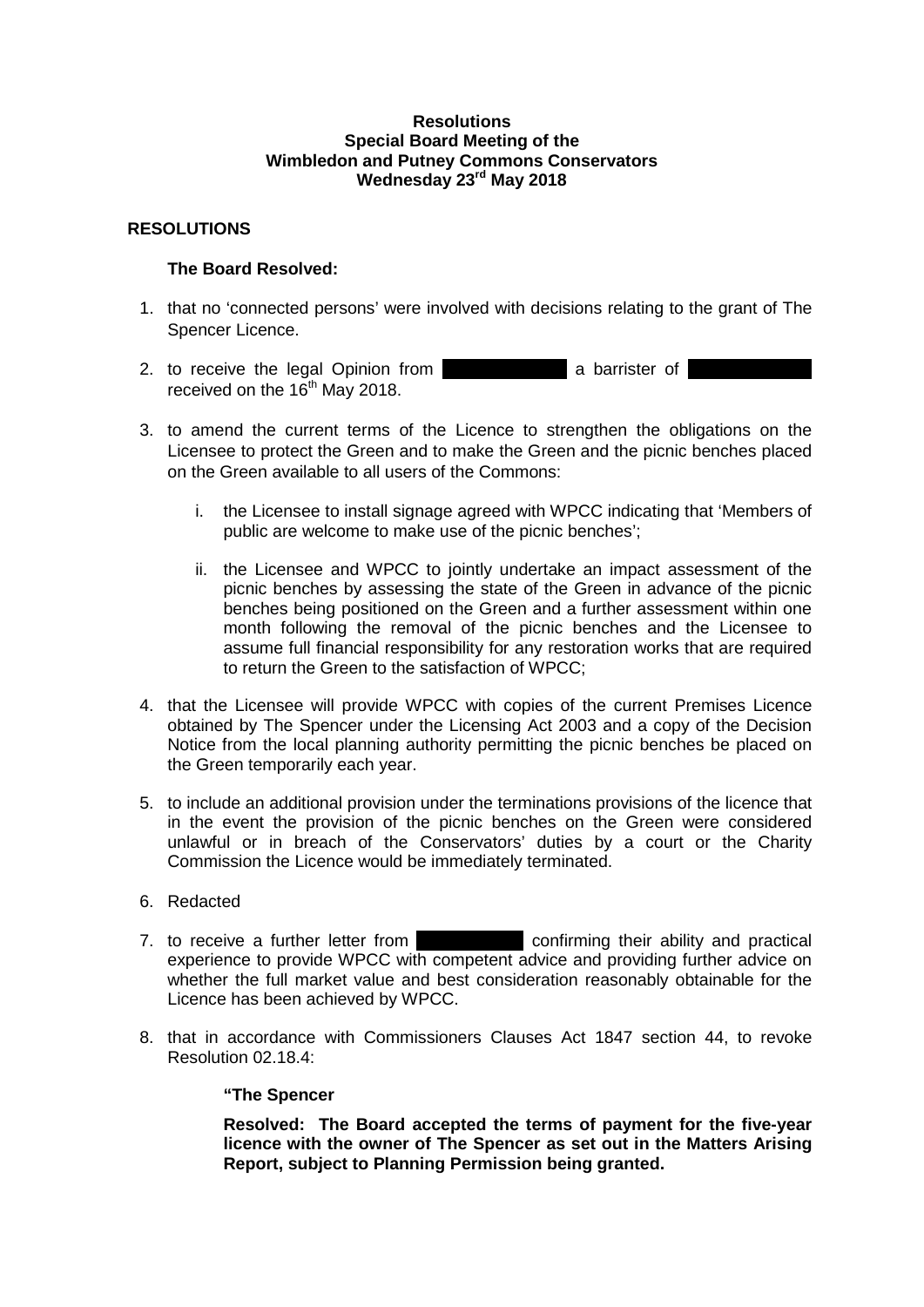**Resolutions**
**Special Board Meeting of the**
**Wimbledon and Putney Commons Conservators**
**Wednesday 23rd May 2018**

## RESOLUTIONS

**The Board Resolved:**

1. that no 'connected persons' were involved with decisions relating to the grant of The Spencer Licence.

2. to receive the legal Opinion from [redacted] a barrister of [redacted] received on the 16th May 2018.

3. to amend the current terms of the Licence to strengthen the obligations on the Licensee to protect the Green and to make the Green and the picnic benches placed on the Green available to all users of the Commons:

   i. the Licensee to install signage agreed with WPCC indicating that 'Members of public are welcome to make use of the picnic benches';

   ii. the Licensee and WPCC to jointly undertake an impact assessment of the picnic benches by assessing the state of the Green in advance of the picnic benches being positioned on the Green and a further assessment within one month following the removal of the picnic benches and the Licensee to assume full financial responsibility for any restoration works that are required to return the Green to the satisfaction of WPCC;

4. that the Licensee will provide WPCC with copies of the current Premises Licence obtained by The Spencer under the Licensing Act 2003 and a copy of the Decision Notice from the local planning authority permitting the picnic benches be placed on the Green temporarily each year.

5. to include an additional provision under the terminations provisions of the licence that in the event the provision of the picnic benches on the Green were considered unlawful or in breach of the Conservators' duties by a court or the Charity Commission the Licence would be immediately terminated.

6. Redacted

7. to receive a further letter from [redacted] confirming their ability and practical experience to provide WPCC with competent advice and providing further advice on whether the full market value and best consideration reasonably obtainable for the Licence has been achieved by WPCC.

8. that in accordance with Commissioners Clauses Act 1847 section 44, to revoke Resolution 02.18.4:

   **"The Spencer**

   **Resolved: The Board accepted the terms of payment for the five-year licence with the owner of The Spencer as set out in the Matters Arising Report, subject to Planning Permission being granted.**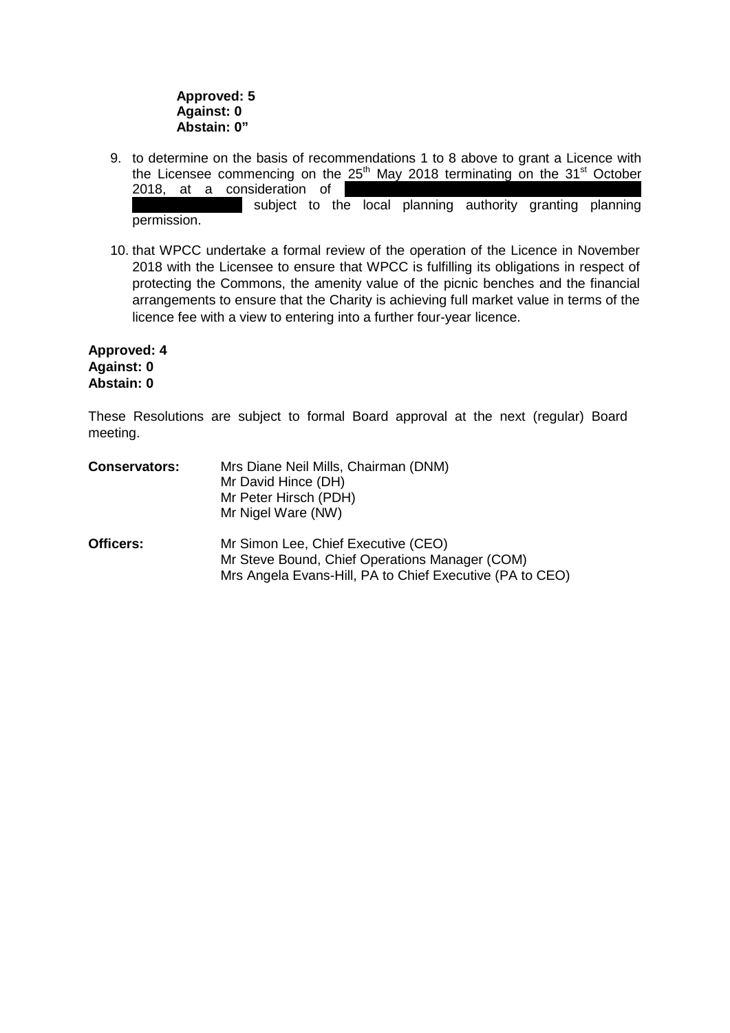**Approved: 5**
**Against: 0**
**Abstain: 0"**

9. to determine on the basis of recommendations 1 to 8 above to grant a Licence with the Licensee commencing on the 25th May 2018 terminating on the 31st October 2018, at a consideration of ████████████████████ subject to the local planning authority granting planning permission.

10. that WPCC undertake a formal review of the operation of the Licence in November 2018 with the Licensee to ensure that WPCC is fulfilling its obligations in respect of protecting the Commons, the amenity value of the picnic benches and the financial arrangements to ensure that the Charity is achieving full market value in terms of the licence fee with a view to entering into a further four-year licence.

**Approved: 4**
**Against: 0**
**Abstain: 0**

These Resolutions are subject to formal Board approval at the next (regular) Board meeting.

| | |
|---|---|
| **Conservators:** | Mrs Diane Neil Mills, Chairman (DNM)<br>Mr David Hince (DH)<br>Mr Peter Hirsch (PDH)<br>Mr Nigel Ware (NW) |
| **Officers:** | Mr Simon Lee, Chief Executive (CEO)<br>Mr Steve Bound, Chief Operations Manager (COM)<br>Mrs Angela Evans-Hill, PA to Chief Executive (PA to CEO) |